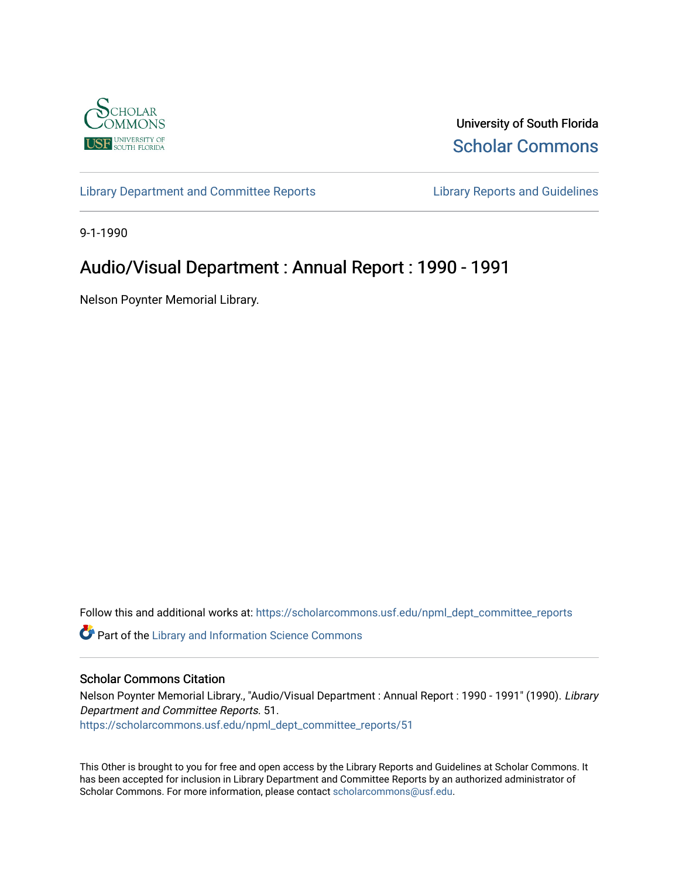University of South Florida

Scholar Commons

Library Department and Committee Reports

Library Reports and Guidelines

9-1-1990

# Audio/Visual Department : Annual Report : 1990 - 1991

Nelson Poynter Memorial Library.

Follow this and additional works at: https://scholarcommons.usf.edu/npml_dept_committee_reports

Part of the Library and Information Science Commons

## Scholar Commons Citation

Nelson Poynter Memorial Library., "Audio/Visual Department : Annual Report : 1990 - 1991" (1990). *Library Department and Committee Reports*. 51.
https://scholarcommons.usf.edu/npml_dept_committee_reports/51

This Other is brought to you for free and open access by the Library Reports and Guidelines at Scholar Commons. It has been accepted for inclusion in Library Department and Committee Reports by an authorized administrator of Scholar Commons. For more information, please contact scholarcommons@usf.edu.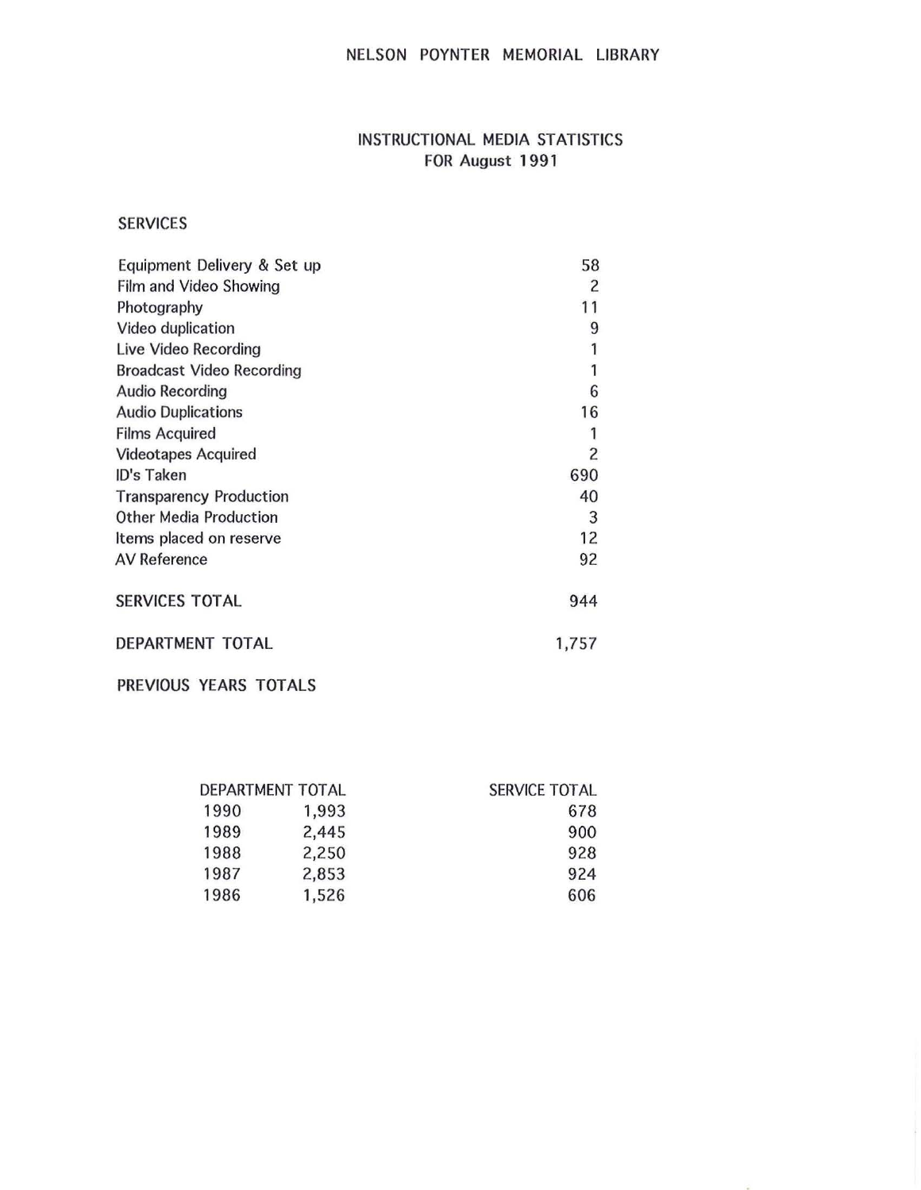# NELSON POYNTER MEMORIAL LIBRARY

## INSTRUCTIONAL MEDIA STATISTICS
## FOR August 1991

### SERVICES

| | |
|---|---|
| Equipment Delivery & Set up | 58 |
| Film and Video Showing | 2 |
| Photography | 11 |
| Video duplication | 9 |
| Live Video Recording | 1 |
| Broadcast Video Recording | 1 |
| Audio Recording | 6 |
| Audio Duplications | 16 |
| Films Acquired | 1 |
| Videotapes Acquired | 2 |
| ID's Taken | 690 |
| Transparency Production | 40 |
| Other Media Production | 3 |
| Items placed on reserve | 12 |
| AV Reference | 92 |
| **SERVICES TOTAL** | **944** |
| **DEPARTMENT TOTAL** | **1,757** |

### PREVIOUS YEARS TOTALS

| | DEPARTMENT TOTAL | SERVICE TOTAL |
|---|---|---|
| 1990 | 1,993 | 678 |
| 1989 | 2,445 | 900 |
| 1988 | 2,250 | 928 |
| 1987 | 2,853 | 924 |
| 1986 | 1,526 | 606 |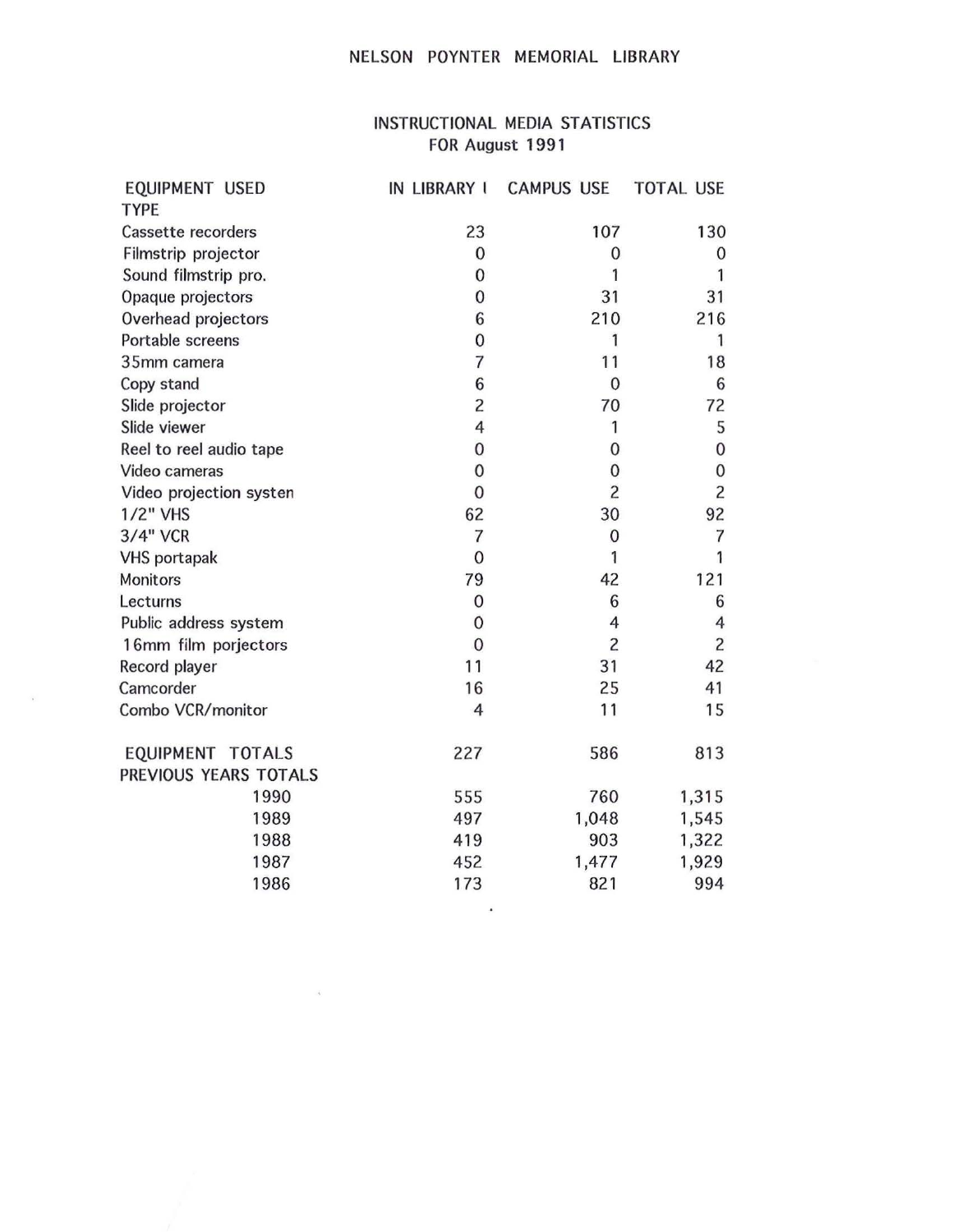NELSON POYNTER MEMORIAL LIBRARY

INSTRUCTIONAL MEDIA STATISTICS
FOR August 1991

| EQUIPMENT USED TYPE | IN LIBRARY I | CAMPUS USE | TOTAL USE |
|---|---|---|---|
| Cassette recorders | 23 | 107 | 130 |
| Filmstrip projector | 0 | 0 | 0 |
| Sound filmstrip pro. | 0 | 1 | 1 |
| Opaque projectors | 0 | 31 | 31 |
| Overhead projectors | 6 | 210 | 216 |
| Portable screens | 0 | 1 | 1 |
| 35mm camera | 7 | 11 | 18 |
| Copy stand | 6 | 0 | 6 |
| Slide projector | 2 | 70 | 72 |
| Slide viewer | 4 | 1 | 5 |
| Reel to reel audio tape | 0 | 0 | 0 |
| Video cameras | 0 | 0 | 0 |
| Video projection systen | 0 | 2 | 2 |
| 1/2" VHS | 62 | 30 | 92 |
| 3/4" VCR | 7 | 0 | 7 |
| VHS portapak | 0 | 1 | 1 |
| Monitors | 79 | 42 | 121 |
| Lecturns | 0 | 6 | 6 |
| Public address system | 0 | 4 | 4 |
| 16mm film porjectors | 0 | 2 | 2 |
| Record player | 11 | 31 | 42 |
| Camcorder | 16 | 25 | 41 |
| Combo VCR/monitor | 4 | 11 | 15 |
| EQUIPMENT TOTALS | 227 | 586 | 813 |
| PREVIOUS YEARS TOTALS | | | |
| 1990 | 555 | 760 | 1,315 |
| 1989 | 497 | 1,048 | 1,545 |
| 1988 | 419 | 903 | 1,322 |
| 1987 | 452 | 1,477 | 1,929 |
| 1986 | 173 | 821 | 994 |